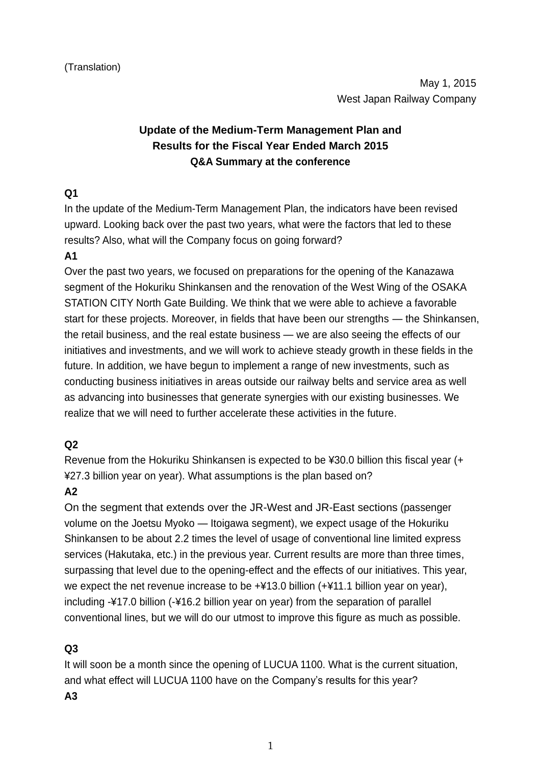(Translation)

May 1, 2015
West Japan Railway Company

# Update of the Medium-Term Management Plan and Results for the Fiscal Year Ended March 2015
## Q&A Summary at the conference

**Q1**

In the update of the Medium-Term Management Plan, the indicators have been revised upward. Looking back over the past two years, what were the factors that led to these results? Also, what will the Company focus on going forward?

**A1**

Over the past two years, we focused on preparations for the opening of the Kanazawa segment of the Hokuriku Shinkansen and the renovation of the West Wing of the OSAKA STATION CITY North Gate Building. We think that we were able to achieve a favorable start for these projects. Moreover, in fields that have been our strengths — the Shinkansen, the retail business, and the real estate business — we are also seeing the effects of our initiatives and investments, and we will work to achieve steady growth in these fields in the future. In addition, we have begun to implement a range of new investments, such as conducting business initiatives in areas outside our railway belts and service area as well as advancing into businesses that generate synergies with our existing businesses. We realize that we will need to further accelerate these activities in the future.

**Q2**

Revenue from the Hokuriku Shinkansen is expected to be ¥30.0 billion this fiscal year (+ ¥27.3 billion year on year). What assumptions is the plan based on?

**A2**

On the segment that extends over the JR-West and JR-East sections (passenger volume on the Joetsu Myoko — Itoigawa segment), we expect usage of the Hokuriku Shinkansen to be about 2.2 times the level of usage of conventional line limited express services (Hakutaka, etc.) in the previous year. Current results are more than three times, surpassing that level due to the opening-effect and the effects of our initiatives. This year, we expect the net revenue increase to be +¥13.0 billion (+¥11.1 billion year on year), including -¥17.0 billion (-¥16.2 billion year on year) from the separation of parallel conventional lines, but we will do our utmost to improve this figure as much as possible.

**Q3**

It will soon be a month since the opening of LUCUA 1100. What is the current situation, and what effect will LUCUA 1100 have on the Company's results for this year?

**A3**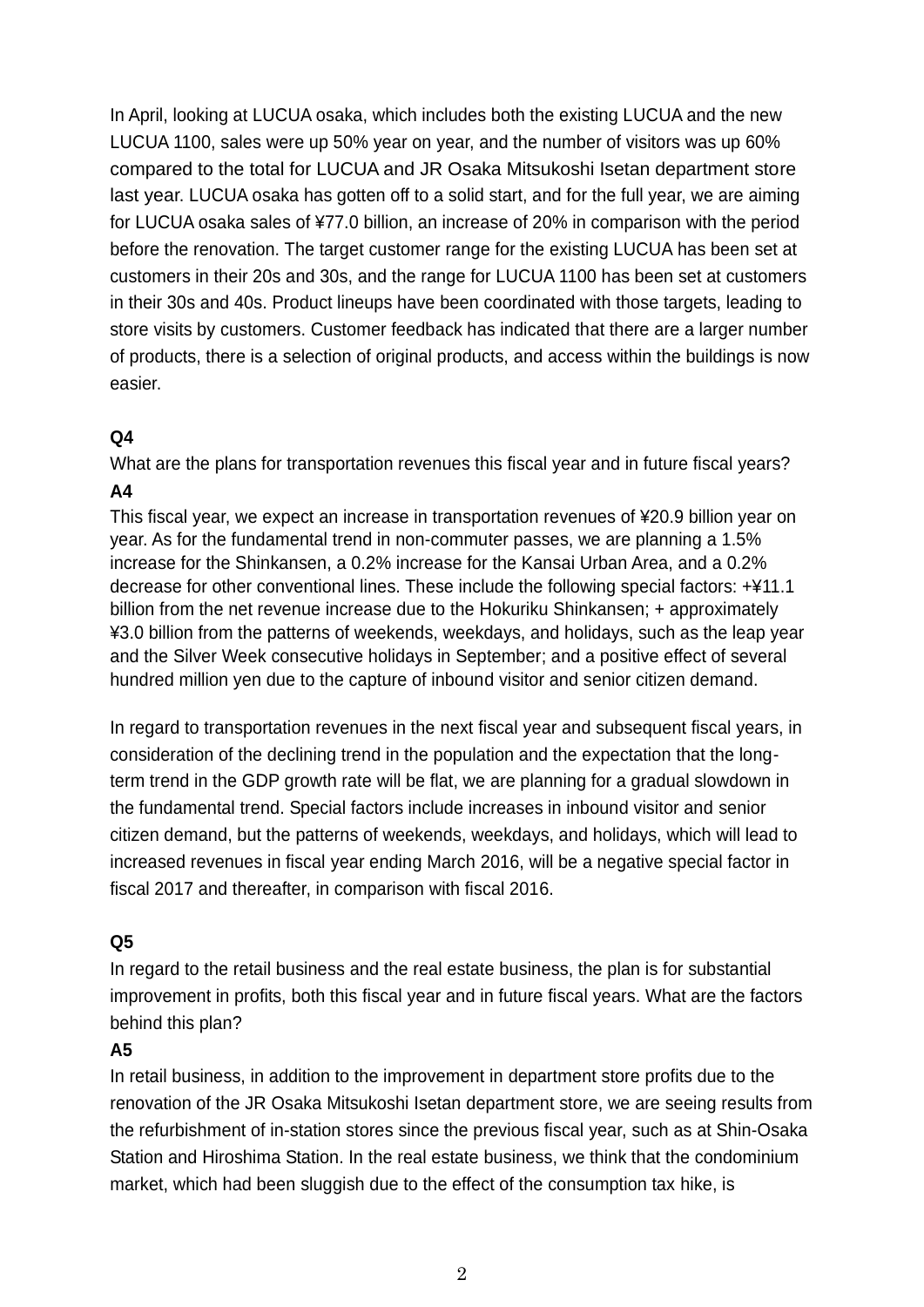In April, looking at LUCUA osaka, which includes both the existing LUCUA and the new LUCUA 1100, sales were up 50% year on year, and the number of visitors was up 60% compared to the total for LUCUA and JR Osaka Mitsukoshi Isetan department store last year. LUCUA osaka has gotten off to a solid start, and for the full year, we are aiming for LUCUA osaka sales of ¥77.0 billion, an increase of 20% in comparison with the period before the renovation. The target customer range for the existing LUCUA has been set at customers in their 20s and 30s, and the range for LUCUA 1100 has been set at customers in their 30s and 40s. Product lineups have been coordinated with those targets, leading to store visits by customers. Customer feedback has indicated that there are a larger number of products, there is a selection of original products, and access within the buildings is now easier.

**Q4**

What are the plans for transportation revenues this fiscal year and in future fiscal years?

**A4**

This fiscal year, we expect an increase in transportation revenues of ¥20.9 billion year on year. As for the fundamental trend in non-commuter passes, we are planning a 1.5% increase for the Shinkansen, a 0.2% increase for the Kansai Urban Area, and a 0.2% decrease for other conventional lines. These include the following special factors: +¥11.1 billion from the net revenue increase due to the Hokuriku Shinkansen; + approximately ¥3.0 billion from the patterns of weekends, weekdays, and holidays, such as the leap year and the Silver Week consecutive holidays in September; and a positive effect of several hundred million yen due to the capture of inbound visitor and senior citizen demand.

In regard to transportation revenues in the next fiscal year and subsequent fiscal years, in consideration of the declining trend in the population and the expectation that the long-term trend in the GDP growth rate will be flat, we are planning for a gradual slowdown in the fundamental trend. Special factors include increases in inbound visitor and senior citizen demand, but the patterns of weekends, weekdays, and holidays, which will lead to increased revenues in fiscal year ending March 2016, will be a negative special factor in fiscal 2017 and thereafter, in comparison with fiscal 2016.

**Q5**

In regard to the retail business and the real estate business, the plan is for substantial improvement in profits, both this fiscal year and in future fiscal years. What are the factors behind this plan?

**A5**

In retail business, in addition to the improvement in department store profits due to the renovation of the JR Osaka Mitsukoshi Isetan department store, we are seeing results from the refurbishment of in-station stores since the previous fiscal year, such as at Shin-Osaka Station and Hiroshima Station. In the real estate business, we think that the condominium market, which had been sluggish due to the effect of the consumption tax hike, is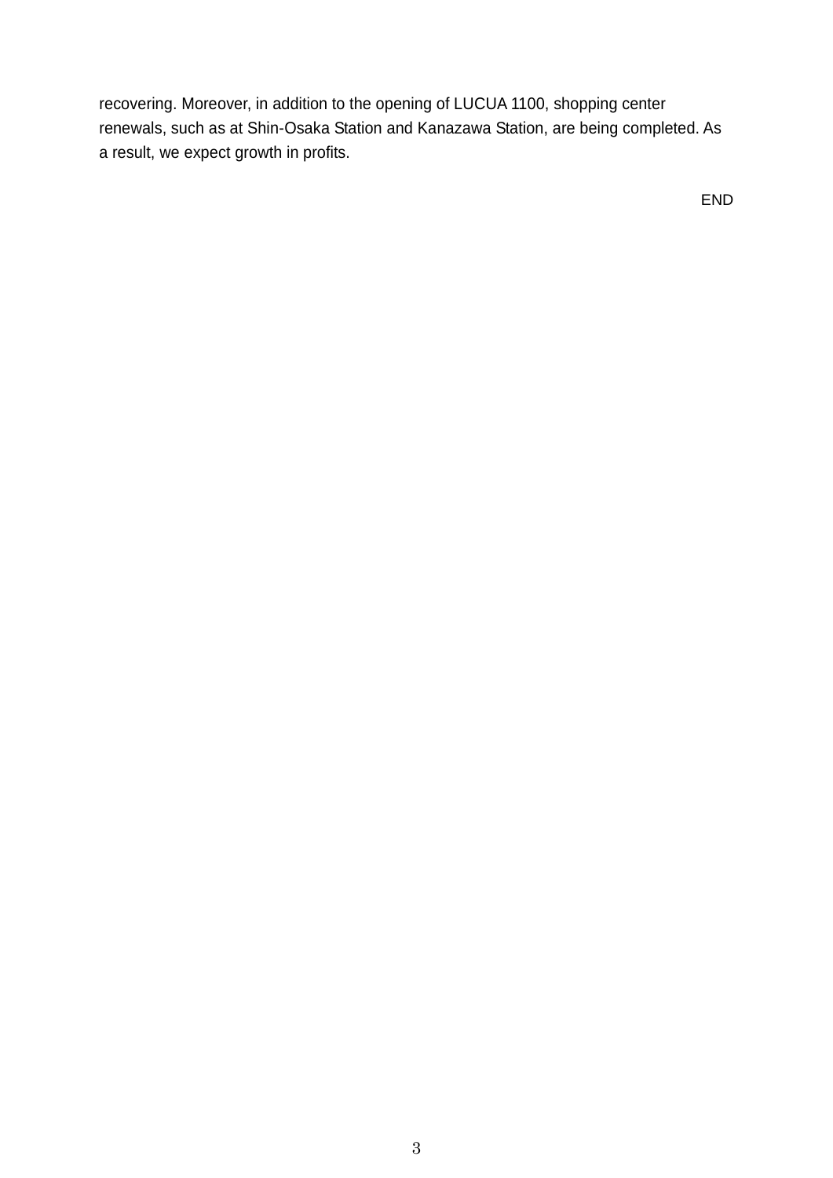recovering. Moreover, in addition to the opening of LUCUA 1100, shopping center renewals, such as at Shin-Osaka Station and Kanazawa Station, are being completed. As a result, we expect growth in profits.

END